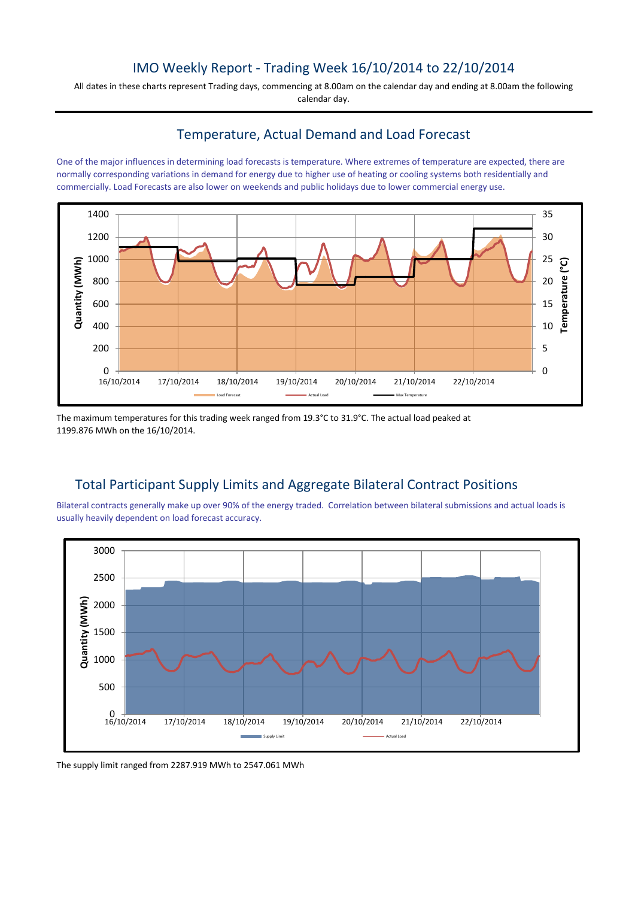# IMO Weekly Report - Trading Week 16/10/2014 to 22/10/2014

All dates in these charts represent Trading days, commencing at 8.00am on the calendar day and ending at 8.00am the following calendar day.

## Temperature, Actual Demand and Load Forecast

One of the major influences in determining load forecasts is temperature. Where extremes of temperature are expected, there are normally corresponding variations in demand for energy due to higher use of heating or cooling systems both residentially and commercially. Load Forecasts are also lower on weekends and public holidays due to lower commercial energy use.

The maximum temperatures for this trading week ranged from 19.3°C to 31.9°C. The actual load peaked at 1199.876 MWh on the 16/10/2014.

## Total Participant Supply Limits and Aggregate Bilateral Contract Positions

Bilateral contracts generally make up over 90% of the energy traded. Correlation between bilateral submissions and actual loads is usually heavily dependent on load forecast accuracy.

The supply limit ranged from 2287.919 MWh to 2547.061 MWh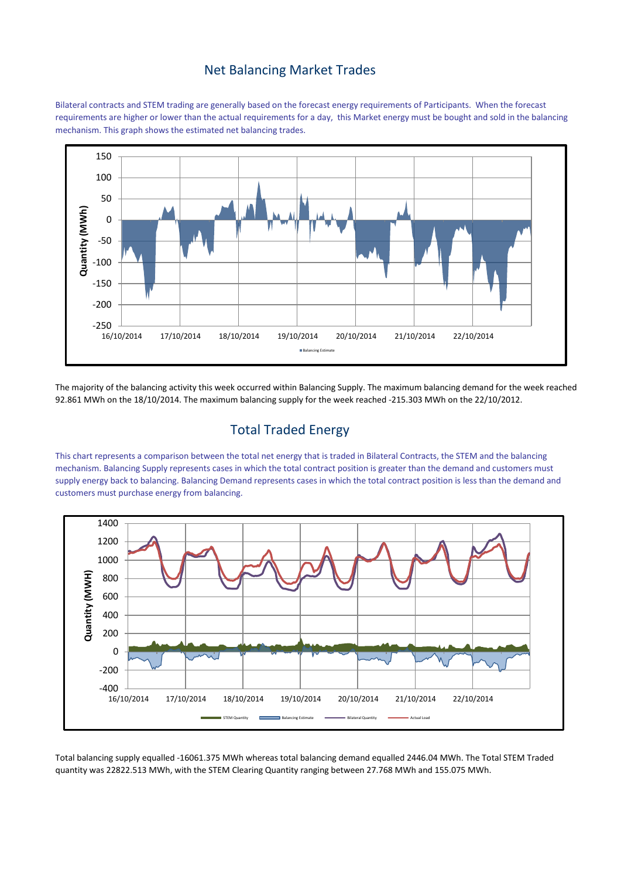## Net Balancing Market Trades

Bilateral contracts and STEM trading are generally based on the forecast energy requirements of Participants. When the forecast requirements are higher or lower than the actual requirements for a day, this Market energy must be bought and sold in the balancing mechanism. This graph shows the estimated net balancing trades.

The majority of the balancing activity this week occurred within Balancing Supply. The maximum balancing demand for the week reached 92.861 MWh on the 18/10/2014. The maximum balancing supply for the week reached -215.303 MWh on the 22/10/2012.

## Total Traded Energy

This chart represents a comparison between the total net energy that is traded in Bilateral Contracts, the STEM and the balancing mechanism. Balancing Supply represents cases in which the total contract position is greater than the demand and customers must supply energy back to balancing. Balancing Demand represents cases in which the total contract position is less than the demand and customers must purchase energy from balancing.

Total balancing supply equalled -16061.375 MWh whereas total balancing demand equalled 2446.04 MWh. The Total STEM Traded quantity was 22822.513 MWh, with the STEM Clearing Quantity ranging between 27.768 MWh and 155.075 MWh.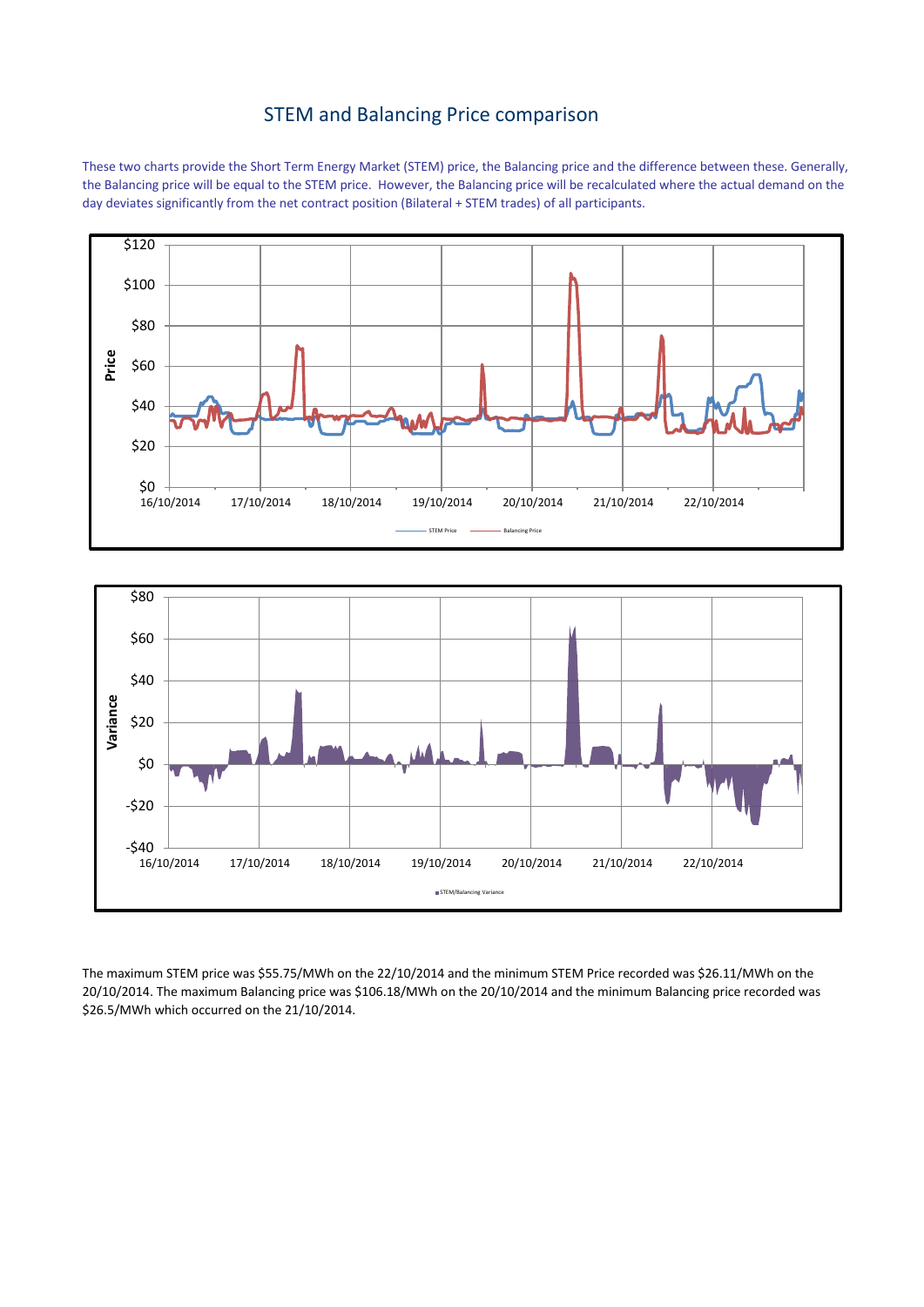## STEM and Balancing Price comparison

These two charts provide the Short Term Energy Market (STEM) price, the Balancing price and the difference between these. Generally, the Balancing price will be equal to the STEM price. However, the Balancing price will be recalculated where the actual demand on the day deviates significantly from the net contract position (Bilateral + STEM trades) of all participants.

Price

$120
$100
$80
$60
$40
$20
$0

16/10/2014 17/10/2014 18/10/2014 19/10/2014 20/10/2014 21/10/2014 22/10/2014

STEM Price
Balancing Price

Variance

$80
$60
$40
$20
$0
-$20
-$40

16/10/2014 17/10/2014 18/10/2014 19/10/2014 20/10/2014 21/10/2014 22/10/2014

STEM/Balancing Variance

The maximum STEM price was $55.75/MWh on the 22/10/2014 and the minimum STEM Price recorded was $26.11/MWh on the 20/10/2014. The maximum Balancing price was $106.18/MWh on the 20/10/2014 and the minimum Balancing price recorded was $26.5/MWh which occurred on the 21/10/2014.